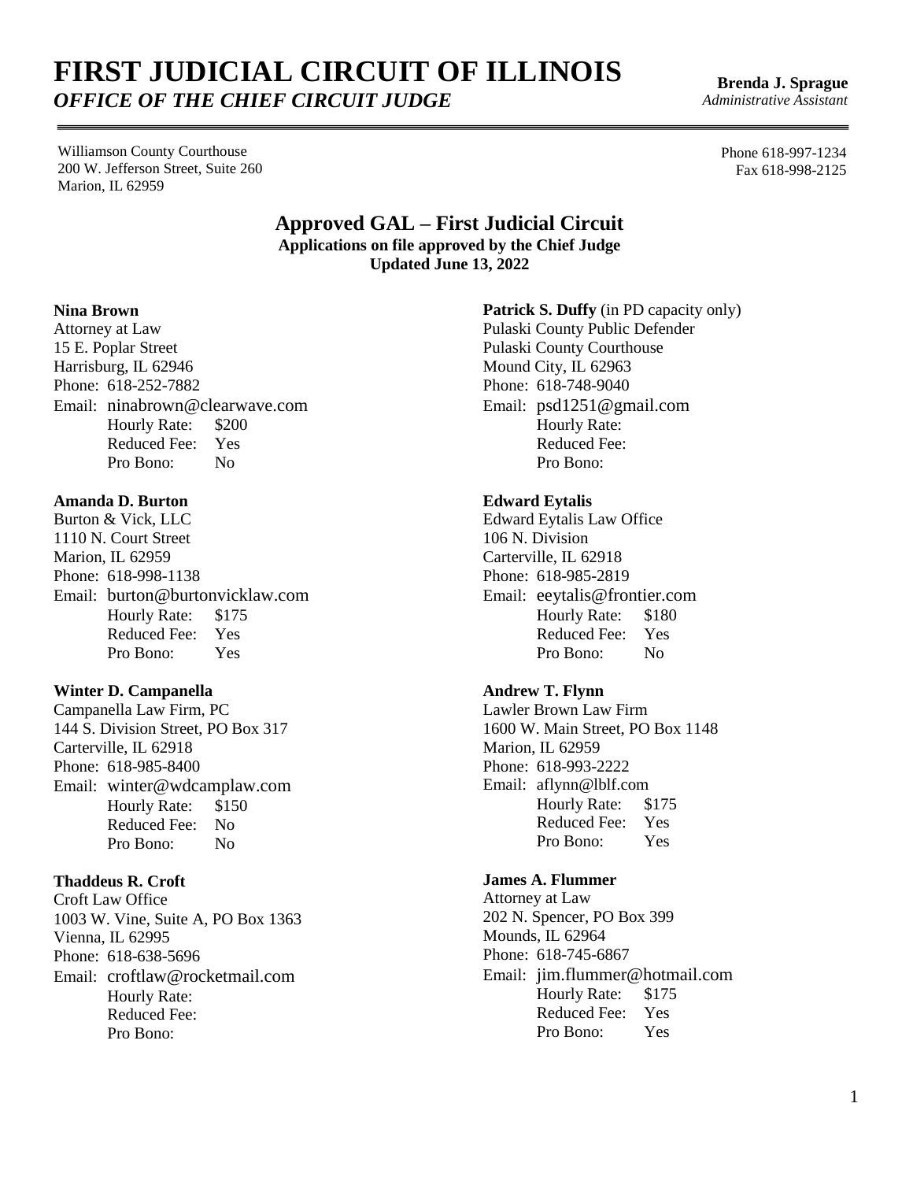# FIRST JUDICIAL CIRCUIT OF ILLINOIS

***OFFICE OF THE CHIEF CIRCUIT JUDGE***

**Brenda J. Sprague**
*Administrative Assistant*

Williamson County Courthouse
200 W. Jefferson Street, Suite 260
Marion, IL 62959

Phone 618-997-1234
Fax 618-998-2125

## Approved GAL – First Judicial Circuit

**Applications on file approved by the Chief Judge**
**Updated June 13, 2022**

**Nina Brown**
Attorney at Law
15 E. Poplar Street
Harrisburg, IL 62946
Phone: 618-252-7882
Email: ninabrown@clearwave.com
Hourly Rate: $200
Reduced Fee: Yes
Pro Bono: No

**Amanda D. Burton**
Burton & Vick, LLC
1110 N. Court Street
Marion, IL 62959
Phone: 618-998-1138
Email: burton@burtonvicklaw.com
Hourly Rate: $175
Reduced Fee: Yes
Pro Bono: Yes

**Winter D. Campanella**
Campanella Law Firm, PC
144 S. Division Street, PO Box 317
Carterville, IL 62918
Phone: 618-985-8400
Email: winter@wdcamplaw.com
Hourly Rate: $150
Reduced Fee: No
Pro Bono: No

**Thaddeus R. Croft**
Croft Law Office
1003 W. Vine, Suite A, PO Box 1363
Vienna, IL 62995
Phone: 618-638-5696
Email: croftlaw@rocketmail.com
Hourly Rate:
Reduced Fee:
Pro Bono:

**Patrick S. Duffy** (in PD capacity only)
Pulaski County Public Defender
Pulaski County Courthouse
Mound City, IL 62963
Phone: 618-748-9040
Email: psd1251@gmail.com
Hourly Rate:
Reduced Fee:
Pro Bono:

**Edward Eytalis**
Edward Eytalis Law Office
106 N. Division
Carterville, IL 62918
Phone: 618-985-2819
Email: eeytalis@frontier.com
Hourly Rate: $180
Reduced Fee: Yes
Pro Bono: No

**Andrew T. Flynn**
Lawler Brown Law Firm
1600 W. Main Street, PO Box 1148
Marion, IL 62959
Phone: 618-993-2222
Email: aflynn@lblf.com
Hourly Rate: $175
Reduced Fee: Yes
Pro Bono: Yes

**James A. Flummer**
Attorney at Law
202 N. Spencer, PO Box 399
Mounds, IL 62964
Phone: 618-745-6867
Email: jim.flummer@hotmail.com
Hourly Rate: $175
Reduced Fee: Yes
Pro Bono: Yes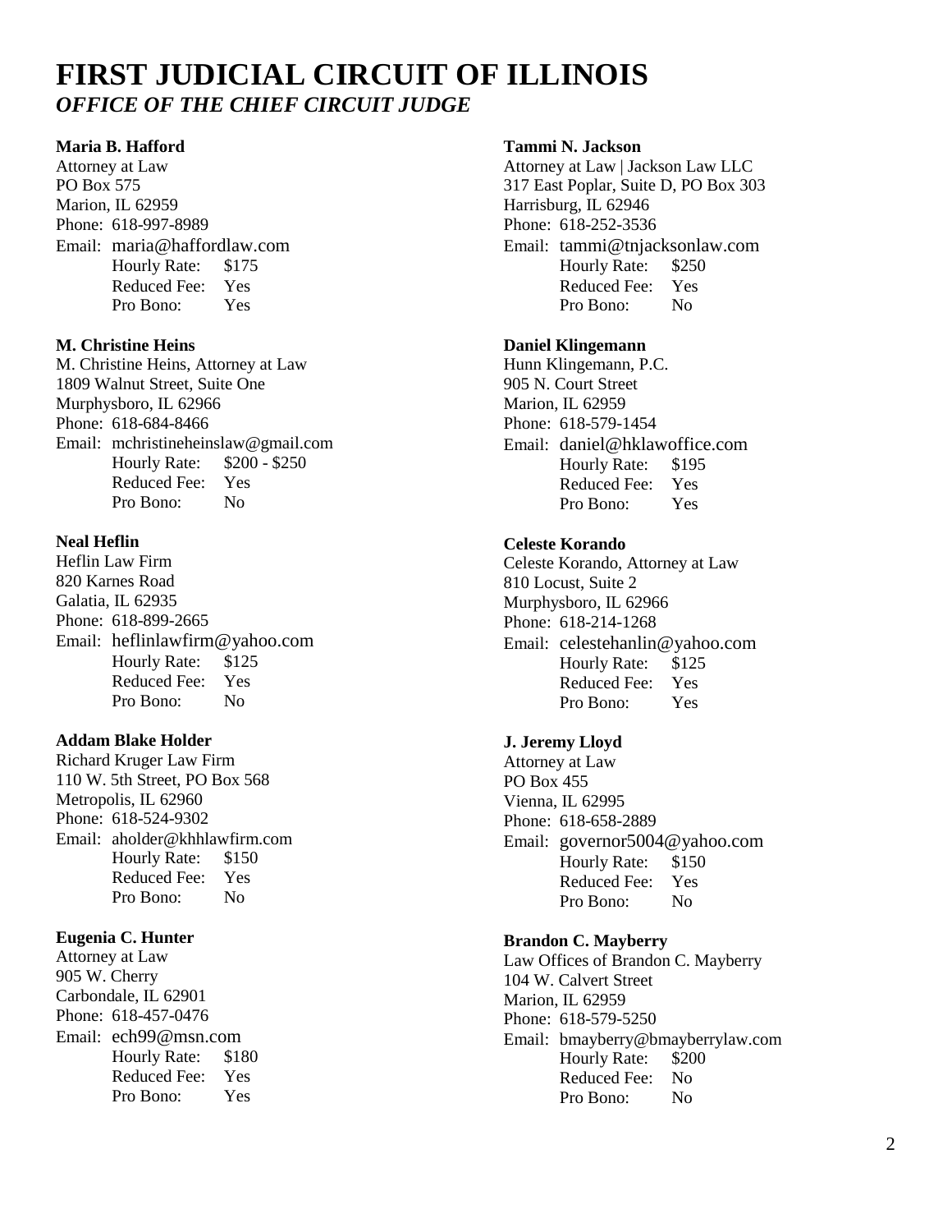# FIRST JUDICIAL CIRCUIT OF ILLINOIS

***OFFICE OF THE CHIEF CIRCUIT JUDGE***

**Maria B. Hafford**
Attorney at Law
PO Box 575
Marion, IL 62959
Phone: 618-997-8989
Email: maria@haffordlaw.com
Hourly Rate: $175
Reduced Fee: Yes
Pro Bono: Yes

**M. Christine Heins**
M. Christine Heins, Attorney at Law
1809 Walnut Street, Suite One
Murphysboro, IL 62966
Phone: 618-684-8466
Email: mchristineheinslaw@gmail.com
Hourly Rate: $200 - $250
Reduced Fee: Yes
Pro Bono: No

**Neal Heflin**
Heflin Law Firm
820 Karnes Road
Galatia, IL 62935
Phone: 618-899-2665
Email: heflinlawfirm@yahoo.com
Hourly Rate: $125
Reduced Fee: Yes
Pro Bono: No

**Addam Blake Holder**
Richard Kruger Law Firm
110 W. 5th Street, PO Box 568
Metropolis, IL 62960
Phone: 618-524-9302
Email: aholder@khhlawfirm.com
Hourly Rate: $150
Reduced Fee: Yes
Pro Bono: No

**Eugenia C. Hunter**
Attorney at Law
905 W. Cherry
Carbondale, IL 62901
Phone: 618-457-0476
Email: ech99@msn.com
Hourly Rate: $180
Reduced Fee: Yes
Pro Bono: Yes

**Tammi N. Jackson**
Attorney at Law | Jackson Law LLC
317 East Poplar, Suite D, PO Box 303
Harrisburg, IL 62946
Phone: 618-252-3536
Email: tammi@tnjacksonlaw.com
Hourly Rate: $250
Reduced Fee: Yes
Pro Bono: No

**Daniel Klingemann**
Hunn Klingemann, P.C.
905 N. Court Street
Marion, IL 62959
Phone: 618-579-1454
Email: daniel@hklawoffice.com
Hourly Rate: $195
Reduced Fee: Yes
Pro Bono: Yes

**Celeste Korando**
Celeste Korando, Attorney at Law
810 Locust, Suite 2
Murphysboro, IL 62966
Phone: 618-214-1268
Email: celestehanlin@yahoo.com
Hourly Rate: $125
Reduced Fee: Yes
Pro Bono: Yes

**J. Jeremy Lloyd**
Attorney at Law
PO Box 455
Vienna, IL 62995
Phone: 618-658-2889
Email: governor5004@yahoo.com
Hourly Rate: $150
Reduced Fee: Yes
Pro Bono: No

**Brandon C. Mayberry**
Law Offices of Brandon C. Mayberry
104 W. Calvert Street
Marion, IL 62959
Phone: 618-579-5250
Email: bmayberry@bmayberrylaw.com
Hourly Rate: $200
Reduced Fee: No
Pro Bono: No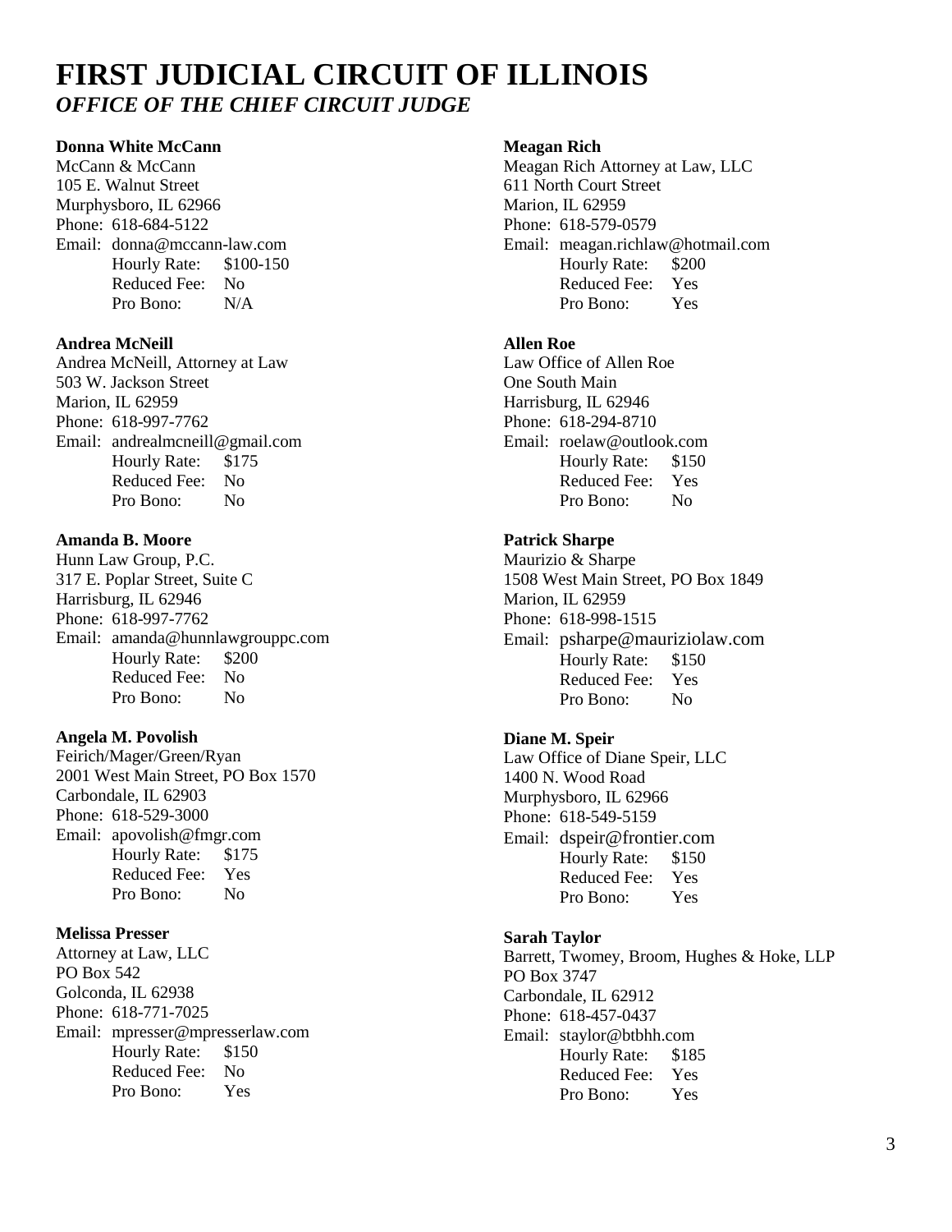# FIRST JUDICIAL CIRCUIT OF ILLINOIS

## *OFFICE OF THE CHIEF CIRCUIT JUDGE*

**Donna White McCann**
McCann & McCann
105 E. Walnut Street
Murphysboro, IL 62966
Phone: 618-684-5122
Email: donna@mccann-law.com
Hourly Rate: $100-150
Reduced Fee: No
Pro Bono: N/A

**Andrea McNeill**
Andrea McNeill, Attorney at Law
503 W. Jackson Street
Marion, IL 62959
Phone: 618-997-7762
Email: andrealmcneill@gmail.com
Hourly Rate: $175
Reduced Fee: No
Pro Bono: No

**Amanda B. Moore**
Hunn Law Group, P.C.
317 E. Poplar Street, Suite C
Harrisburg, IL 62946
Phone: 618-997-7762
Email: amanda@hunnlawgrouppc.com
Hourly Rate: $200
Reduced Fee: No
Pro Bono: No

**Angela M. Povolish**
Feirich/Mager/Green/Ryan
2001 West Main Street, PO Box 1570
Carbondale, IL 62903
Phone: 618-529-3000
Email: apovolish@fmgr.com
Hourly Rate: $175
Reduced Fee: Yes
Pro Bono: No

**Melissa Presser**
Attorney at Law, LLC
PO Box 542
Golconda, IL 62938
Phone: 618-771-7025
Email: mpresser@mpresserlaw.com
Hourly Rate: $150
Reduced Fee: No
Pro Bono: Yes

**Meagan Rich**
Meagan Rich Attorney at Law, LLC
611 North Court Street
Marion, IL 62959
Phone: 618-579-0579
Email: meagan.richlaw@hotmail.com
Hourly Rate: $200
Reduced Fee: Yes
Pro Bono: Yes

**Allen Roe**
Law Office of Allen Roe
One South Main
Harrisburg, IL 62946
Phone: 618-294-8710
Email: roelaw@outlook.com
Hourly Rate: $150
Reduced Fee: Yes
Pro Bono: No

**Patrick Sharpe**
Maurizio & Sharpe
1508 West Main Street, PO Box 1849
Marion, IL 62959
Phone: 618-998-1515
Email: psharpe@mauriziolaw.com
Hourly Rate: $150
Reduced Fee: Yes
Pro Bono: No

**Diane M. Speir**
Law Office of Diane Speir, LLC
1400 N. Wood Road
Murphysboro, IL 62966
Phone: 618-549-5159
Email: dspeir@frontier.com
Hourly Rate: $150
Reduced Fee: Yes
Pro Bono: Yes

**Sarah Taylor**
Barrett, Twomey, Broom, Hughes & Hoke, LLP
PO Box 3747
Carbondale, IL 62912
Phone: 618-457-0437
Email: staylor@btbhh.com
Hourly Rate: $185
Reduced Fee: Yes
Pro Bono: Yes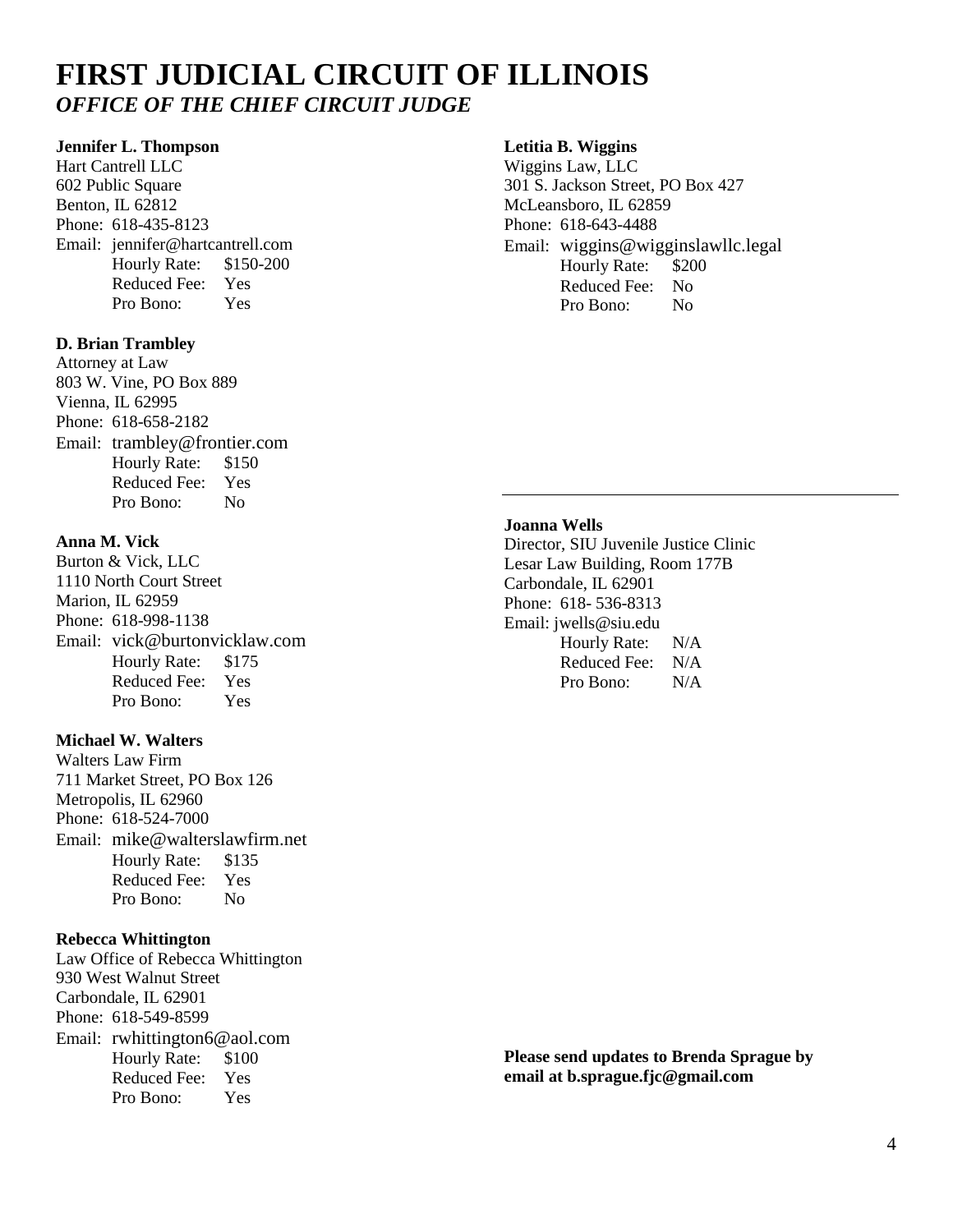# FIRST JUDICIAL CIRCUIT OF ILLINOIS

***OFFICE OF THE CHIEF CIRCUIT JUDGE***

**Jennifer L. Thompson**
Hart Cantrell LLC
602 Public Square
Benton, IL 62812
Phone: 618-435-8123
Email: jennifer@hartcantrell.com
Hourly Rate: $150-200
Reduced Fee: Yes
Pro Bono: Yes

**D. Brian Trambley**
Attorney at Law
803 W. Vine, PO Box 889
Vienna, IL 62995
Phone: 618-658-2182
Email: trambley@frontier.com
Hourly Rate: $150
Reduced Fee: Yes
Pro Bono: No

**Anna M. Vick**
Burton & Vick, LLC
1110 North Court Street
Marion, IL 62959
Phone: 618-998-1138
Email: vick@burtonvicklaw.com
Hourly Rate: $175
Reduced Fee: Yes
Pro Bono: Yes

**Michael W. Walters**
Walters Law Firm
711 Market Street, PO Box 126
Metropolis, IL 62960
Phone: 618-524-7000
Email: mike@walterslawfirm.net
Hourly Rate: $135
Reduced Fee: Yes
Pro Bono: No

**Rebecca Whittington**
Law Office of Rebecca Whittington
930 West Walnut Street
Carbondale, IL 62901
Phone: 618-549-8599
Email: rwhittington6@aol.com
Hourly Rate: $100
Reduced Fee: Yes
Pro Bono: Yes

**Letitia B. Wiggins**
Wiggins Law, LLC
301 S. Jackson Street, PO Box 427
McLeansboro, IL 62859
Phone: 618-643-4488
Email: wiggins@wigginslawllc.legal
Hourly Rate: $200
Reduced Fee: No
Pro Bono: No

---

**Joanna Wells**
Director, SIU Juvenile Justice Clinic
Lesar Law Building, Room 177B
Carbondale, IL 62901
Phone: 618- 536-8313
Email: jwells@siu.edu
Hourly Rate: N/A
Reduced Fee: N/A
Pro Bono: N/A

**Please send updates to Brenda Sprague by email at b.sprague.fjc@gmail.com**